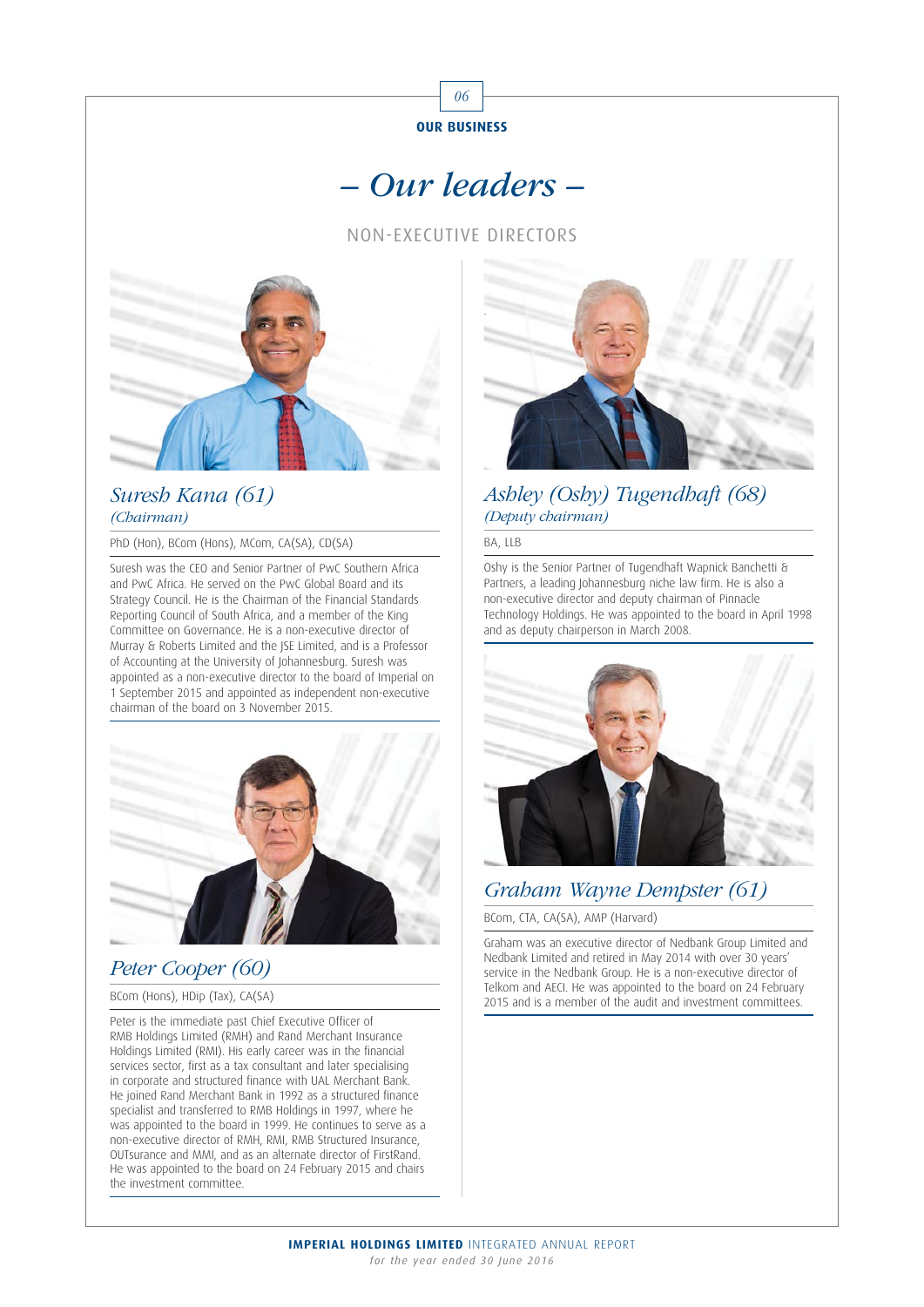**OUR BUSINESS**

# – *Our leaders* –

## NON-EXECUTIVE DIRECTORS

### *Suresh Kana (61)*

*(Chairman)*

PhD (Hon), BCom (Hons), MCom, CA(SA), CD(SA)

Suresh was the CEO and Senior Partner of PwC Southern Africa and PwC Africa. He served on the PwC Global Board and its Strategy Council. He is the Chairman of the Financial Standards Reporting Council of South Africa, and a member of the King Committee on Governance. He is a non-executive director of Murray & Roberts Limited and the JSE Limited, and is a Professor of Accounting at the University of Johannesburg. Suresh was appointed as a non-executive director to the board of Imperial on 1 September 2015 and appointed as independent non-executive chairman of the board on 3 November 2015.

### *Peter Cooper (60)*

BCom (Hons), HDip (Tax), CA(SA)

Peter is the immediate past Chief Executive Officer of RMB Holdings Limited (RMH) and Rand Merchant Insurance Holdings Limited (RMI). His early career was in the financial services sector, first as a tax consultant and later specialising in corporate and structured finance with UAL Merchant Bank. He joined Rand Merchant Bank in 1992 as a structured finance specialist and transferred to RMB Holdings in 1997, where he was appointed to the board in 1999. He continues to serve as a non-executive director of RMH, RMI, RMB Structured Insurance, OUTsurance and MMI, and as an alternate director of FirstRand. He was appointed to the board on 24 February 2015 and chairs the investment committee.

### *Ashley (Oshy) Tugendhaft (68)*

*(Deputy chairman)*

BA, LLB

Oshy is the Senior Partner of Tugendhaft Wapnick Banchetti & Partners, a leading Johannesburg niche law firm. He is also a non-executive director and deputy chairman of Pinnacle Technology Holdings. He was appointed to the board in April 1998 and as deputy chairperson in March 2008.

### *Graham Wayne Dempster (61)*

BCom, CTA, CA(SA), AMP (Harvard)

Graham was an executive director of Nedbank Group Limited and Nedbank Limited and retired in May 2014 with over 30 years' service in the Nedbank Group. He is a non-executive director of Telkom and AECI. He was appointed to the board on 24 February 2015 and is a member of the audit and investment committees.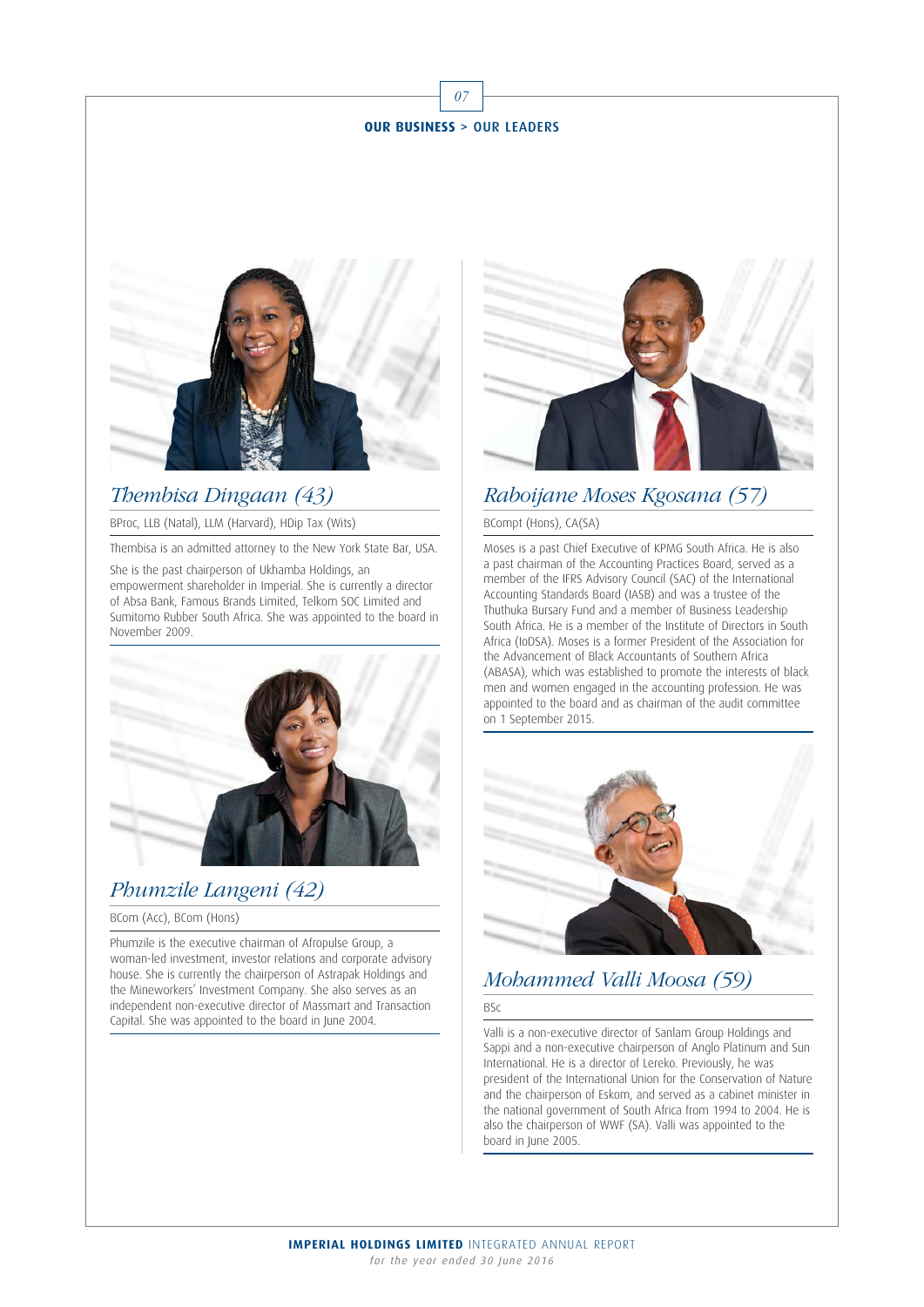## OUR BUSINESS > OUR LEADERS

### *Thembisa Dingaan (43)*

BProc, LLB (Natal), LLM (Harvard), HDip Tax (Wits)

Thembisa is an admitted attorney to the New York State Bar, USA.

She is the past chairperson of Ukhamba Holdings, an empowerment shareholder in Imperial. She is currently a director of Absa Bank, Famous Brands Limited, Telkom SOC Limited and Sumitomo Rubber South Africa. She was appointed to the board in November 2009.

### *Phumzile Langeni (42)*

BCom (Acc), BCom (Hons)

Phumzile is the executive chairman of Afropulse Group, a woman-led investment, investor relations and corporate advisory house. She is currently the chairperson of Astrapak Holdings and the Mineworkers' Investment Company. She also serves as an independent non-executive director of Massmart and Transaction Capital. She was appointed to the board in June 2004.

### *Raboijane Moses Kgosana (57)*

BCompt (Hons), CA(SA)

Moses is a past Chief Executive of KPMG South Africa. He is also a past chairman of the Accounting Practices Board, served as a member of the IFRS Advisory Council (SAC) of the International Accounting Standards Board (IASB) and was a trustee of the Thuthuka Bursary Fund and a member of Business Leadership South Africa. He is a member of the Institute of Directors in South Africa (IoDSA). Moses is a former President of the Association for the Advancement of Black Accountants of Southern Africa (ABASA), which was established to promote the interests of black men and women engaged in the accounting profession. He was appointed to the board and as chairman of the audit committee on 1 September 2015.

### *Mohammed Valli Moosa (59)*

BSc

Valli is a non-executive director of Sanlam Group Holdings and Sappi and a non-executive chairperson of Anglo Platinum and Sun International. He is a director of Lereko. Previously, he was president of the International Union for the Conservation of Nature and the chairperson of Eskom, and served as a cabinet minister in the national government of South Africa from 1994 to 2004. He is also the chairperson of WWF (SA). Valli was appointed to the board in June 2005.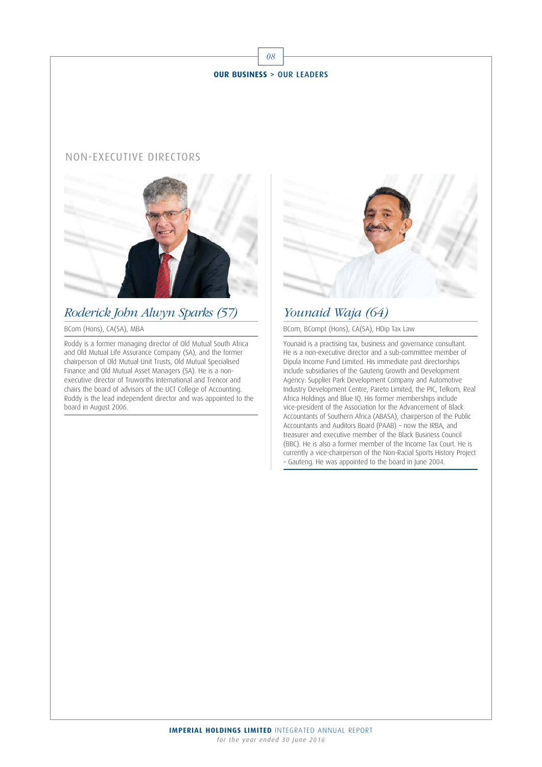## NON-EXECUTIVE DIRECTORS

### *Roderick John Alwyn Sparks (57)*

BCom (Hons), CA(SA), MBA

Roddy is a former managing director of Old Mutual South Africa and Old Mutual Life Assurance Company (SA), and the former chairperson of Old Mutual Unit Trusts, Old Mutual Specialised Finance and Old Mutual Asset Managers (SA). He is a non-executive director of Truworths International and Trencor and chairs the board of advisors of the UCT College of Accounting. Roddy is the lead independent director and was appointed to the board in August 2006.

### *Younaid Waja (64)*

BCom, BCompt (Hons), CA(SA), HDip Tax Law

Younaid is a practising tax, business and governance consultant. He is a non-executive director and a sub-committee member of Dipula Income Fund Limited. His immediate past directorships include subsidiaries of the Gauteng Growth and Development Agency: Supplier Park Development Company and Automotive Industry Development Centre, Pareto Limited, the PIC, Telkom, Real Africa Holdings and Blue IQ. His former memberships include vice-president of the Association for the Advancement of Black Accountants of Southern Africa (ABASA), chairperson of the Public Accountants and Auditors Board (PAAB) – now the IRBA, and treasurer and executive member of the Black Business Council (BBC). He is also a former member of the Income Tax Court. He is currently a vice-chairperson of the Non-Racial Sports History Project – Gauteng. He was appointed to the board in June 2004.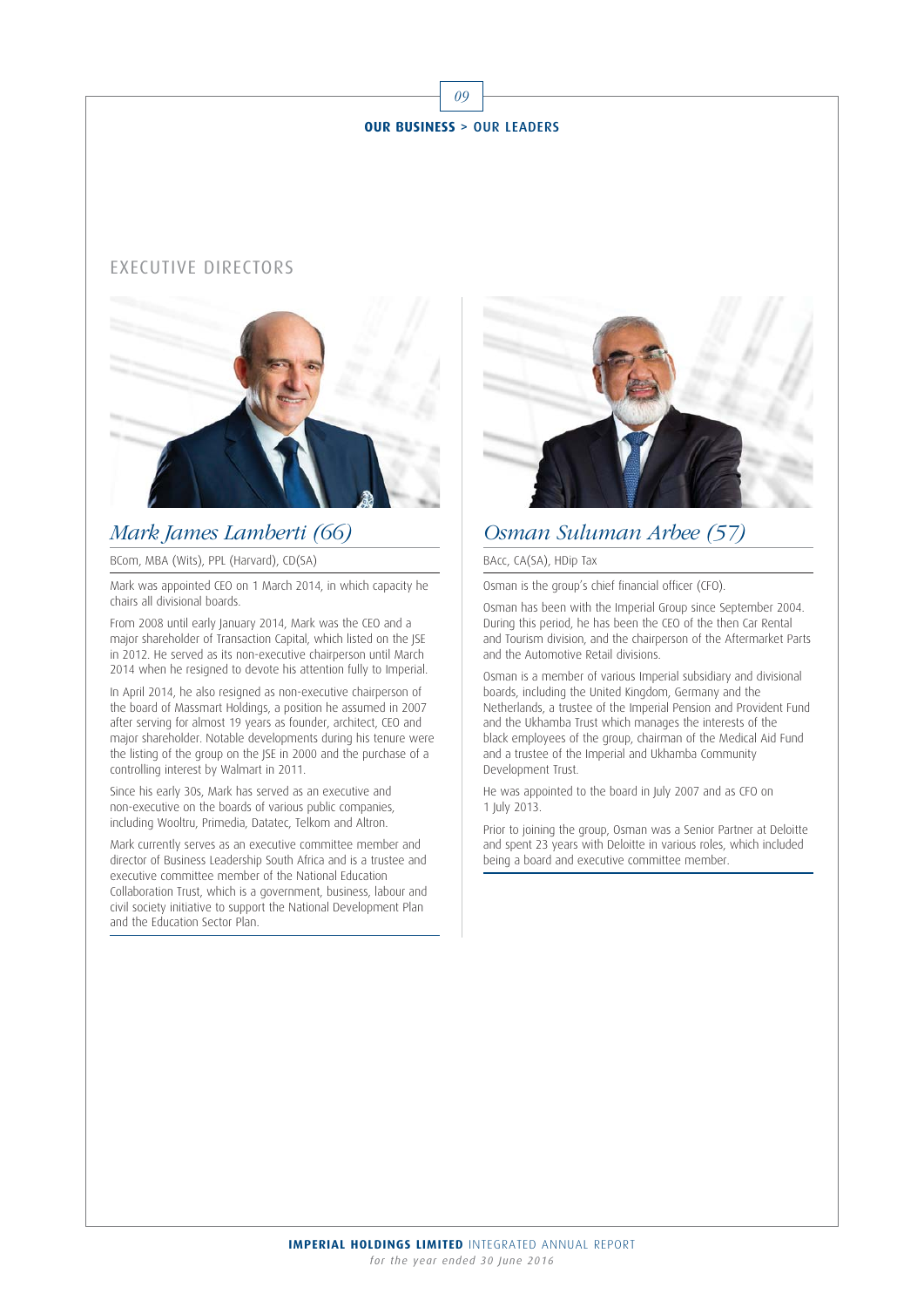## EXECUTIVE DIRECTORS

### *Mark James Lamberti (66)*

BCom, MBA (Wits), PPL (Harvard), CD(SA)

Mark was appointed CEO on 1 March 2014, in which capacity he chairs all divisional boards.

From 2008 until early January 2014, Mark was the CEO and a major shareholder of Transaction Capital, which listed on the JSE in 2012. He served as its non-executive chairperson until March 2014 when he resigned to devote his attention fully to Imperial.

In April 2014, he also resigned as non-executive chairperson of the board of Massmart Holdings, a position he assumed in 2007 after serving for almost 19 years as founder, architect, CEO and major shareholder. Notable developments during his tenure were the listing of the group on the JSE in 2000 and the purchase of a controlling interest by Walmart in 2011.

Since his early 30s, Mark has served as an executive and non-executive on the boards of various public companies, including Wooltru, Primedia, Datatec, Telkom and Altron.

Mark currently serves as an executive committee member and director of Business Leadership South Africa and is a trustee and executive committee member of the National Education Collaboration Trust, which is a government, business, labour and civil society initiative to support the National Development Plan and the Education Sector Plan.

### *Osman Suluman Arbee (57)*

BAcc, CA(SA), HDip Tax

Osman is the group's chief financial officer (CFO).

Osman has been with the Imperial Group since September 2004. During this period, he has been the CEO of the then Car Rental and Tourism division, and the chairperson of the Aftermarket Parts and the Automotive Retail divisions.

Osman is a member of various Imperial subsidiary and divisional boards, including the United Kingdom, Germany and the Netherlands, a trustee of the Imperial Pension and Provident Fund and the Ukhamba Trust which manages the interests of the black employees of the group, chairman of the Medical Aid Fund and a trustee of the Imperial and Ukhamba Community Development Trust.

He was appointed to the board in July 2007 and as CFO on 1 July 2013.

Prior to joining the group, Osman was a Senior Partner at Deloitte and spent 23 years with Deloitte in various roles, which included being a board and executive committee member.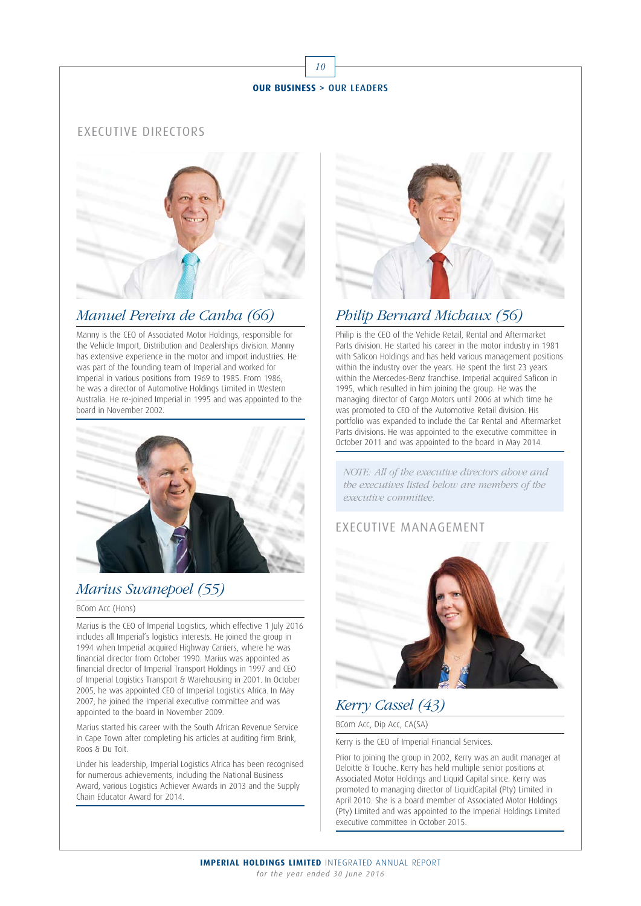**OUR BUSINESS** > OUR LEADERS

## EXECUTIVE DIRECTORS

### *Manuel Pereira de Canha (66)*

Manny is the CEO of Associated Motor Holdings, responsible for the Vehicle Import, Distribution and Dealerships division. Manny has extensive experience in the motor and import industries. He was part of the founding team of Imperial and worked for Imperial in various positions from 1969 to 1985. From 1986, he was a director of Automotive Holdings Limited in Western Australia. He re-joined Imperial in 1995 and was appointed to the board in November 2002.

### *Marius Swanepoel (55)*

BCom Acc (Hons)

Marius is the CEO of Imperial Logistics, which effective 1 July 2016 includes all Imperial's logistics interests. He joined the group in 1994 when Imperial acquired Highway Carriers, where he was financial director from October 1990. Marius was appointed as financial director of Imperial Transport Holdings in 1997 and CEO of Imperial Logistics Transport & Warehousing in 2001. In October 2005, he was appointed CEO of Imperial Logistics Africa. In May 2007, he joined the Imperial executive committee and was appointed to the board in November 2009.

Marius started his career with the South African Revenue Service in Cape Town after completing his articles at auditing firm Brink, Roos & Du Toit.

Under his leadership, Imperial Logistics Africa has been recognised for numerous achievements, including the National Business Award, various Logistics Achiever Awards in 2013 and the Supply Chain Educator Award for 2014.

### *Philip Bernard Michaux (56)*

Philip is the CEO of the Vehicle Retail, Rental and Aftermarket Parts division. He started his career in the motor industry in 1981 with Saficon Holdings and has held various management positions within the industry over the years. He spent the first 23 years within the Mercedes-Benz franchise. Imperial acquired Saficon in 1995, which resulted in him joining the group. He was the managing director of Cargo Motors until 2006 at which time he was promoted to CEO of the Automotive Retail division. His portfolio was expanded to include the Car Rental and Aftermarket Parts divisions. He was appointed to the executive committee in October 2011 and was appointed to the board in May 2014.

*NOTE: All of the executive directors above and the executives listed below are members of the executive committee.*

## EXECUTIVE MANAGEMENT

### *Kerry Cassel (43)*

BCom Acc, Dip Acc, CA(SA)

Kerry is the CEO of Imperial Financial Services.

Prior to joining the group in 2002, Kerry was an audit manager at Deloitte & Touche. Kerry has held multiple senior positions at Associated Motor Holdings and Liquid Capital since. Kerry was promoted to managing director of LiquidCapital (Pty) Limited in April 2010. She is a board member of Associated Motor Holdings (Pty) Limited and was appointed to the Imperial Holdings Limited executive committee in October 2015.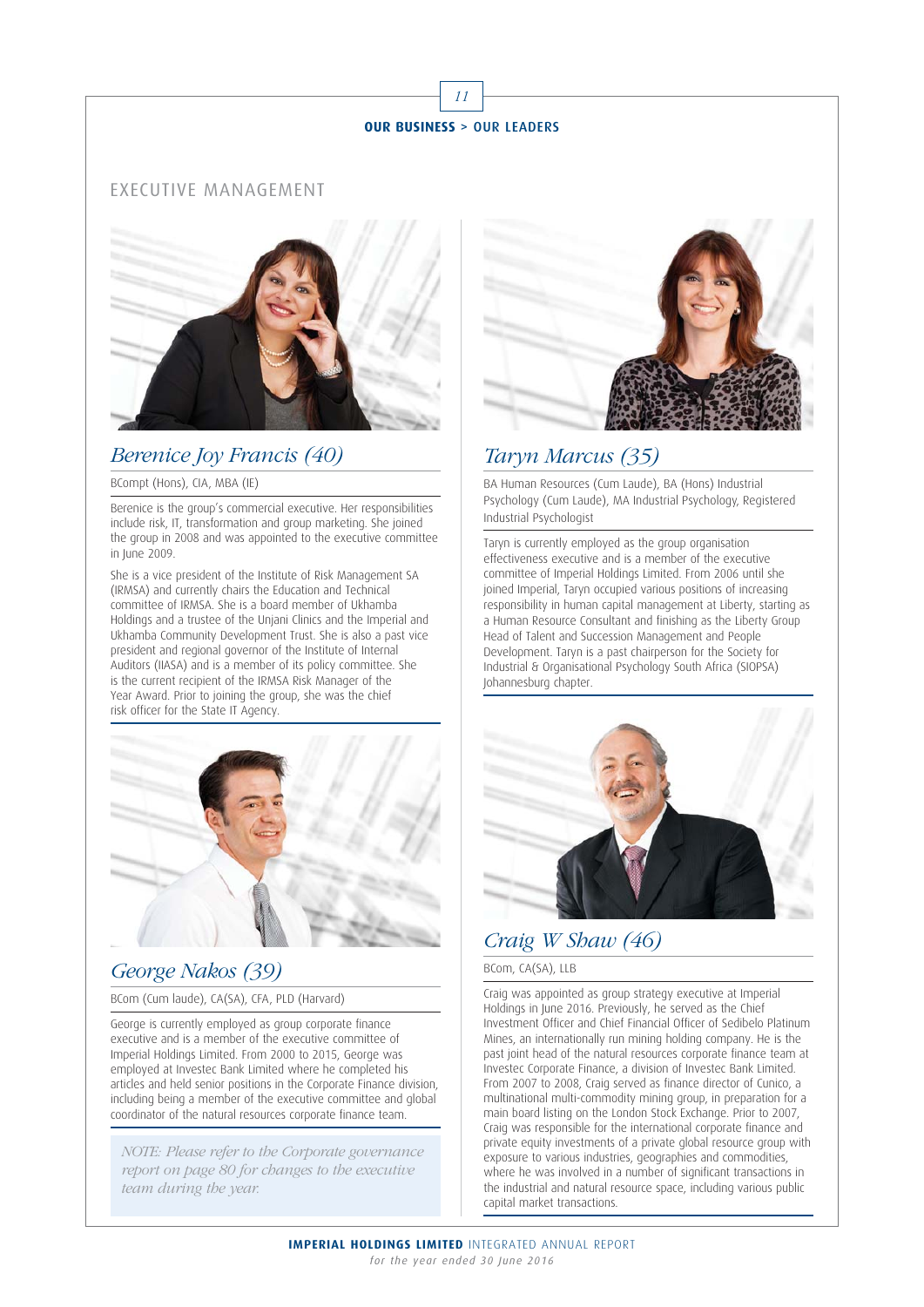## EXECUTIVE MANAGEMENT

### *Berenice Joy Francis (40)*

BCompt (Hons), CIA, MBA (IE)

Berenice is the group's commercial executive. Her responsibilities include risk, IT, transformation and group marketing. She joined the group in 2008 and was appointed to the executive committee in June 2009.

She is a vice president of the Institute of Risk Management SA (IRMSA) and currently chairs the Education and Technical committee of IRMSA. She is a board member of Ukhamba Holdings and a trustee of the Unjani Clinics and the Imperial and Ukhamba Community Development Trust. She is also a past vice president and regional governor of the Institute of Internal Auditors (IIASA) and is a member of its policy committee. She is the current recipient of the IRMSA Risk Manager of the Year Award. Prior to joining the group, she was the chief risk officer for the State IT Agency.

### *George Nakos (39)*

BCom (Cum laude), CA(SA), CFA, PLD (Harvard)

George is currently employed as group corporate finance executive and is a member of the executive committee of Imperial Holdings Limited. From 2000 to 2015, George was employed at Investec Bank Limited where he completed his articles and held senior positions in the Corporate Finance division, including being a member of the executive committee and global coordinator of the natural resources corporate finance team.

*NOTE: Please refer to the Corporate governance report on page 80 for changes to the executive team during the year.*

### *Taryn Marcus (35)*

BA Human Resources (Cum Laude), BA (Hons) Industrial Psychology (Cum Laude), MA Industrial Psychology, Registered Industrial Psychologist

Taryn is currently employed as the group organisation effectiveness executive and is a member of the executive committee of Imperial Holdings Limited. From 2006 until she joined Imperial, Taryn occupied various positions of increasing responsibility in human capital management at Liberty, starting as a Human Resource Consultant and finishing as the Liberty Group Head of Talent and Succession Management and People Development. Taryn is a past chairperson for the Society for Industrial & Organisational Psychology South Africa (SIOPSA) Johannesburg chapter.

### *Craig W Shaw (46)*

BCom, CA(SA), LLB

Craig was appointed as group strategy executive at Imperial Holdings in June 2016. Previously, he served as the Chief Investment Officer and Chief Financial Officer of Sedibelo Platinum Mines, an internationally run mining holding company. He is the past joint head of the natural resources corporate finance team at Investec Corporate Finance, a division of Investec Bank Limited. From 2007 to 2008, Craig served as finance director of Cunico, a multinational multi-commodity mining group, in preparation for a main board listing on the London Stock Exchange. Prior to 2007, Craig was responsible for the international corporate finance and private equity investments of a private global resource group with exposure to various industries, geographies and commodities, where he was involved in a number of significant transactions in the industrial and natural resource space, including various public capital market transactions.